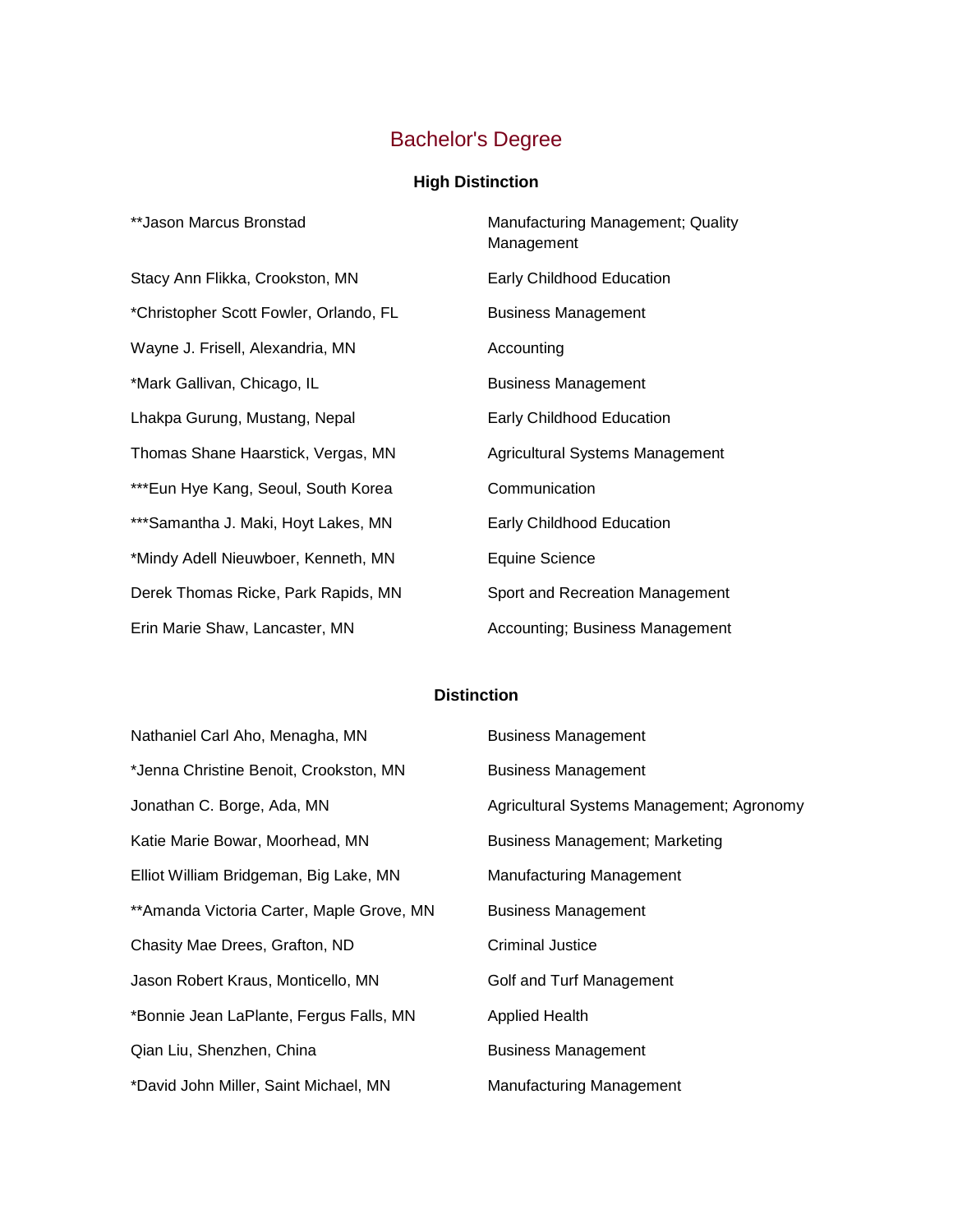# Bachelor's Degree

### High Distinction

| | |
|---|---|
| **Jason Marcus Bronstad | Manufacturing Management; Quality Management |
| Stacy Ann Flikka, Crookston, MN | Early Childhood Education |
| *Christopher Scott Fowler, Orlando, FL | Business Management |
| Wayne J. Frisell, Alexandria, MN | Accounting |
| *Mark Gallivan, Chicago, IL | Business Management |
| Lhakpa Gurung, Mustang, Nepal | Early Childhood Education |
| Thomas Shane Haarstick, Vergas, MN | Agricultural Systems Management |
| ***Eun Hye Kang, Seoul, South Korea | Communication |
| ***Samantha J. Maki, Hoyt Lakes, MN | Early Childhood Education |
| *Mindy Adell Nieuwboer, Kenneth, MN | Equine Science |
| Derek Thomas Ricke, Park Rapids, MN | Sport and Recreation Management |
| Erin Marie Shaw, Lancaster, MN | Accounting; Business Management |

### Distinction

| | |
|---|---|
| Nathaniel Carl Aho, Menagha, MN | Business Management |
| *Jenna Christine Benoit, Crookston, MN | Business Management |
| Jonathan C. Borge, Ada, MN | Agricultural Systems Management; Agronomy |
| Katie Marie Bowar, Moorhead, MN | Business Management; Marketing |
| Elliot William Bridgeman, Big Lake, MN | Manufacturing Management |
| **Amanda Victoria Carter, Maple Grove, MN | Business Management |
| Chasity Mae Drees, Grafton, ND | Criminal Justice |
| Jason Robert Kraus, Monticello, MN | Golf and Turf Management |
| *Bonnie Jean LaPlante, Fergus Falls, MN | Applied Health |
| Qian Liu, Shenzhen, China | Business Management |
| *David John Miller, Saint Michael, MN | Manufacturing Management |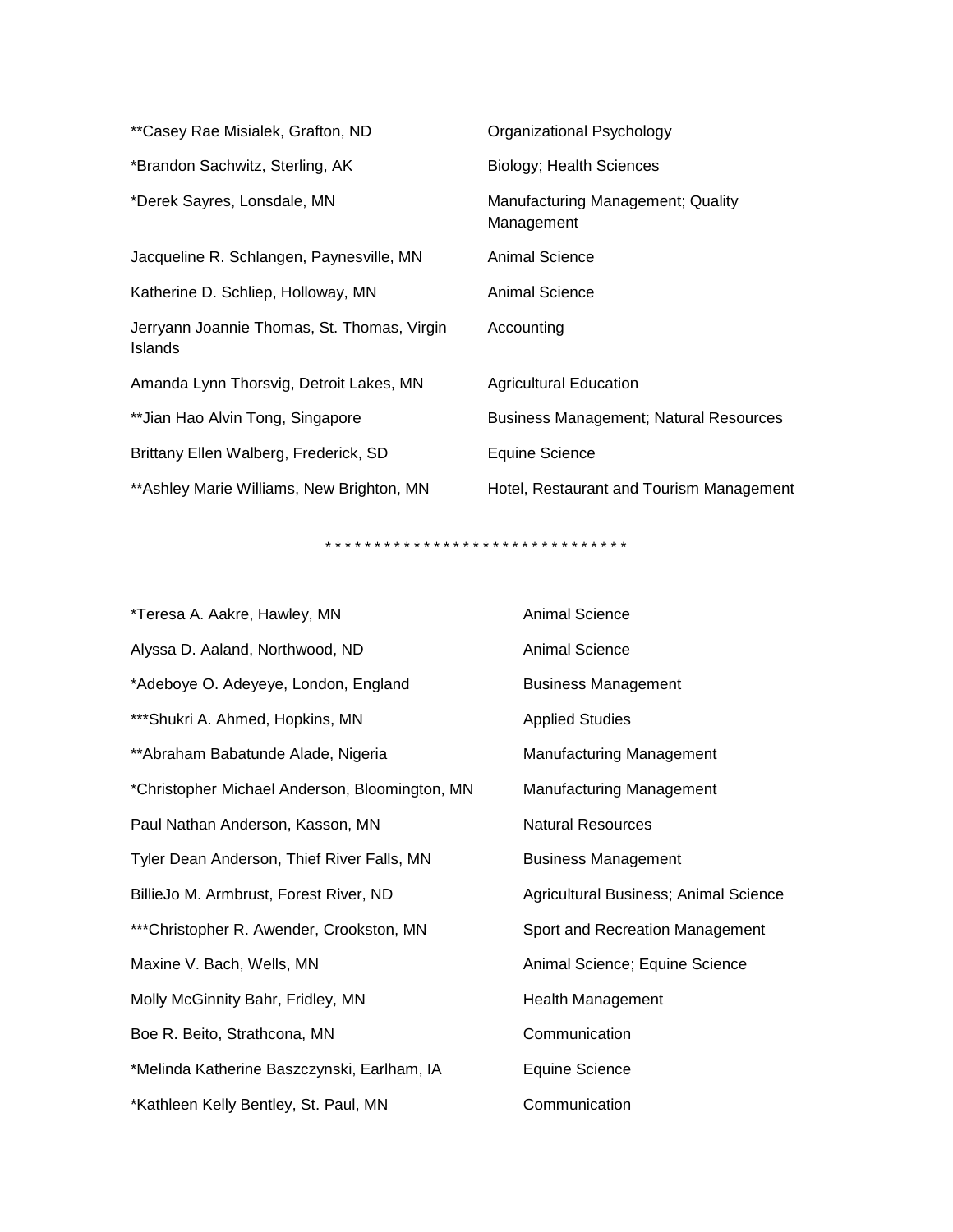| | |
|---|---|
| **Casey Rae Misialek, Grafton, ND | Organizational Psychology |
| *Brandon Sachwitz, Sterling, AK | Biology; Health Sciences |
| *Derek Sayres, Lonsdale, MN | Manufacturing Management; Quality Management |
| Jacqueline R. Schlangen, Paynesville, MN | Animal Science |
| Katherine D. Schliep, Holloway, MN | Animal Science |
| Jerryann Joannie Thomas, St. Thomas, Virgin Islands | Accounting |
| Amanda Lynn Thorsvig, Detroit Lakes, MN | Agricultural Education |
| **Jian Hao Alvin Tong, Singapore | Business Management; Natural Resources |
| Brittany Ellen Walberg, Frederick, SD | Equine Science |
| **Ashley Marie Williams, New Brighton, MN | Hotel, Restaurant and Tourism Management |

* * * * * * * * * * * * * * * * * * * * * * * * * * * * * * * *

| | |
|---|---|
| *Teresa A. Aakre, Hawley, MN | Animal Science |
| Alyssa D. Aaland, Northwood, ND | Animal Science |
| *Adeboye O. Adeyeye, London, England | Business Management |
| ***Shukri A. Ahmed, Hopkins, MN | Applied Studies |
| **Abraham Babatunde Alade, Nigeria | Manufacturing Management |
| *Christopher Michael Anderson, Bloomington, MN | Manufacturing Management |
| Paul Nathan Anderson, Kasson, MN | Natural Resources |
| Tyler Dean Anderson, Thief River Falls, MN | Business Management |
| BillieJo M. Armbrust, Forest River, ND | Agricultural Business; Animal Science |
| ***Christopher R. Awender, Crookston, MN | Sport and Recreation Management |
| Maxine V. Bach, Wells, MN | Animal Science; Equine Science |
| Molly McGinnity Bahr, Fridley, MN | Health Management |
| Boe R. Beito, Strathcona, MN | Communication |
| *Melinda Katherine Baszczynski, Earlham, IA | Equine Science |
| *Kathleen Kelly Bentley, St. Paul, MN | Communication |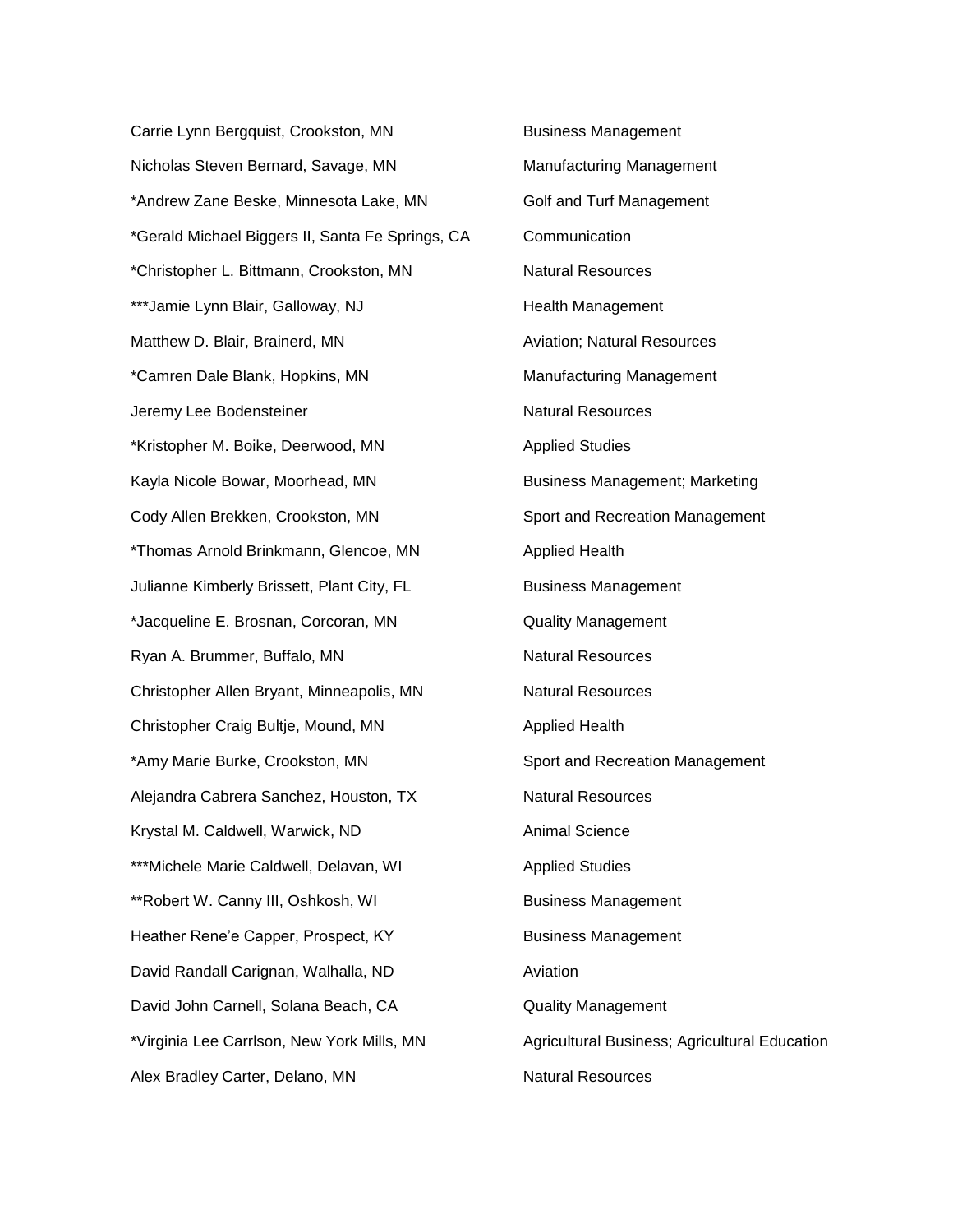| | |
|---|---|
| Carrie Lynn Bergquist, Crookston, MN | Business Management |
| Nicholas Steven Bernard, Savage, MN | Manufacturing Management |
| *Andrew Zane Beske, Minnesota Lake, MN | Golf and Turf Management |
| *Gerald Michael Biggers II, Santa Fe Springs, CA | Communication |
| *Christopher L. Bittmann, Crookston, MN | Natural Resources |
| ***Jamie Lynn Blair, Galloway, NJ | Health Management |
| Matthew D. Blair, Brainerd, MN | Aviation; Natural Resources |
| *Camren Dale Blank, Hopkins, MN | Manufacturing Management |
| Jeremy Lee Bodensteiner | Natural Resources |
| *Kristopher M. Boike, Deerwood, MN | Applied Studies |
| Kayla Nicole Bowar, Moorhead, MN | Business Management; Marketing |
| Cody Allen Brekken, Crookston, MN | Sport and Recreation Management |
| *Thomas Arnold Brinkmann, Glencoe, MN | Applied Health |
| Julianne Kimberly Brissett, Plant City, FL | Business Management |
| *Jacqueline E. Brosnan, Corcoran, MN | Quality Management |
| Ryan A. Brummer, Buffalo, MN | Natural Resources |
| Christopher Allen Bryant, Minneapolis, MN | Natural Resources |
| Christopher Craig Bultje, Mound, MN | Applied Health |
| *Amy Marie Burke, Crookston, MN | Sport and Recreation Management |
| Alejandra Cabrera Sanchez, Houston, TX | Natural Resources |
| Krystal M. Caldwell, Warwick, ND | Animal Science |
| ***Michele Marie Caldwell, Delavan, WI | Applied Studies |
| **Robert W. Canny III, Oshkosh, WI | Business Management |
| Heather Rene'e Capper, Prospect, KY | Business Management |
| David Randall Carignan, Walhalla, ND | Aviation |
| David John Carnell, Solana Beach, CA | Quality Management |
| *Virginia Lee Carrlson, New York Mills, MN | Agricultural Business; Agricultural Education |
| Alex Bradley Carter, Delano, MN | Natural Resources |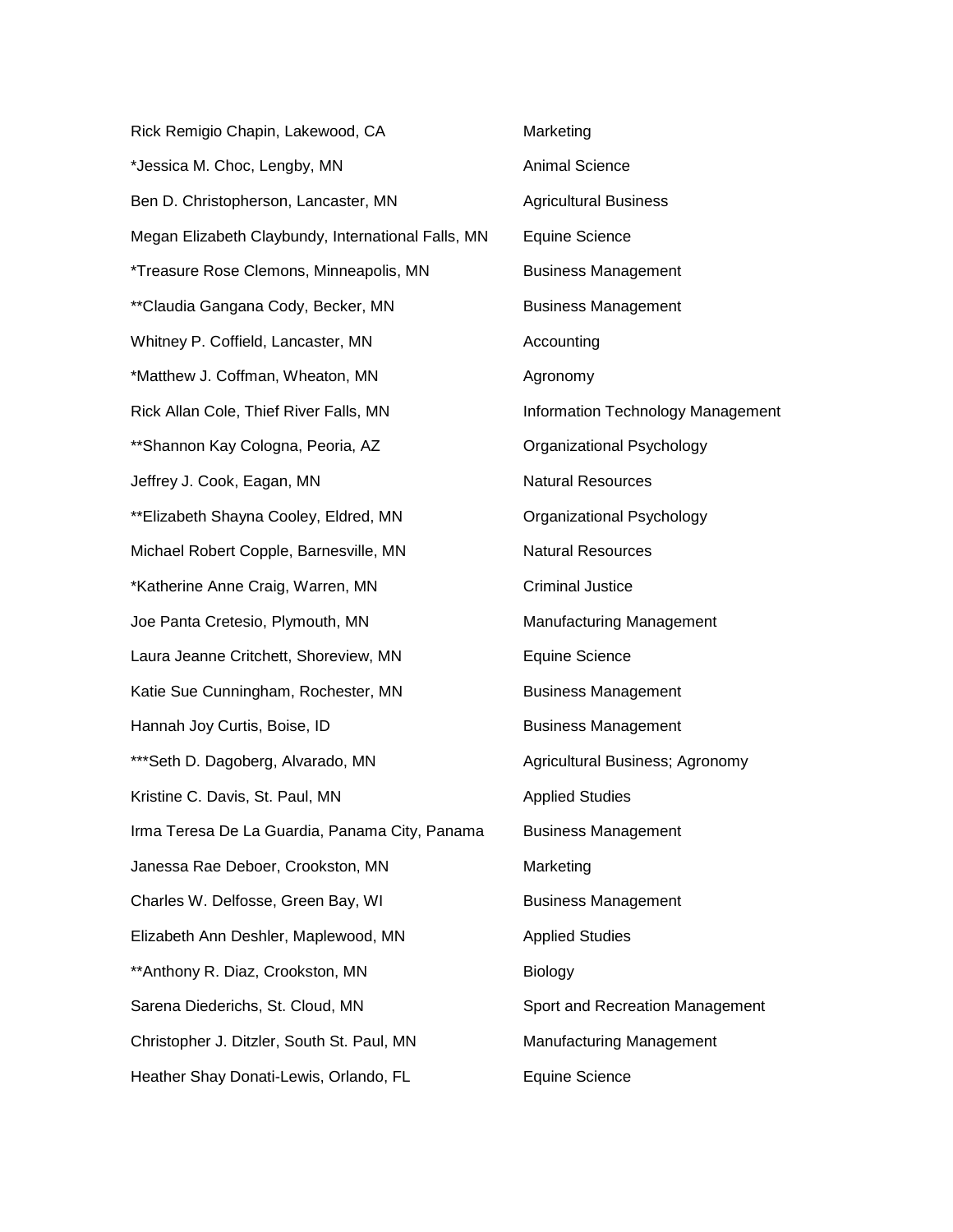| | |
|---|---|
| Rick Remigio Chapin, Lakewood, CA | Marketing |
| *Jessica M. Choc, Lengby, MN | Animal Science |
| Ben D. Christopherson, Lancaster, MN | Agricultural Business |
| Megan Elizabeth Claybundy, International Falls, MN | Equine Science |
| *Treasure Rose Clemons, Minneapolis, MN | Business Management |
| **Claudia Gangana Cody, Becker, MN | Business Management |
| Whitney P. Coffield, Lancaster, MN | Accounting |
| *Matthew J. Coffman, Wheaton, MN | Agronomy |
| Rick Allan Cole, Thief River Falls, MN | Information Technology Management |
| **Shannon Kay Cologna, Peoria, AZ | Organizational Psychology |
| Jeffrey J. Cook, Eagan, MN | Natural Resources |
| **Elizabeth Shayna Cooley, Eldred, MN | Organizational Psychology |
| Michael Robert Copple, Barnesville, MN | Natural Resources |
| *Katherine Anne Craig, Warren, MN | Criminal Justice |
| Joe Panta Cretesio, Plymouth, MN | Manufacturing Management |
| Laura Jeanne Critchett, Shoreview, MN | Equine Science |
| Katie Sue Cunningham, Rochester, MN | Business Management |
| Hannah Joy Curtis, Boise, ID | Business Management |
| ***Seth D. Dagoberg, Alvarado, MN | Agricultural Business; Agronomy |
| Kristine C. Davis, St. Paul, MN | Applied Studies |
| Irma Teresa De La Guardia, Panama City, Panama | Business Management |
| Janessa Rae Deboer, Crookston, MN | Marketing |
| Charles W. Delfosse, Green Bay, WI | Business Management |
| Elizabeth Ann Deshler, Maplewood, MN | Applied Studies |
| **Anthony R. Diaz, Crookston, MN | Biology |
| Sarena Diederichs, St. Cloud, MN | Sport and Recreation Management |
| Christopher J. Ditzler, South St. Paul, MN | Manufacturing Management |
| Heather Shay Donati-Lewis, Orlando, FL | Equine Science |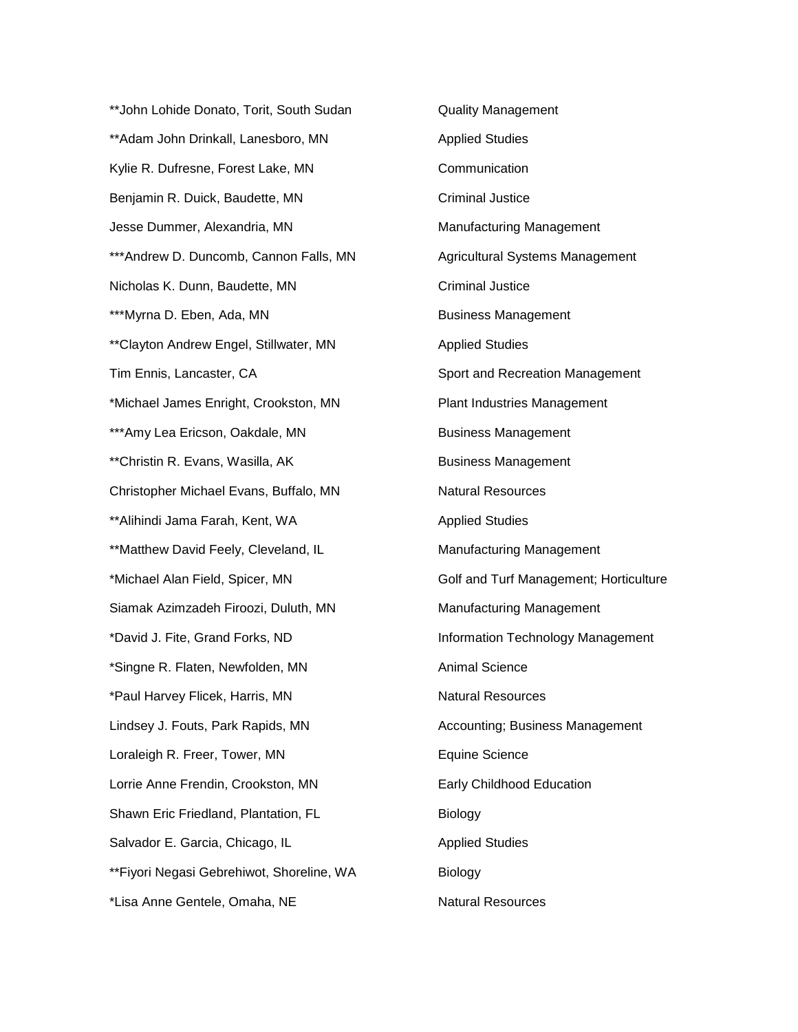| | |
|---|---|
| **John Lohide Donato, Torit, South Sudan | Quality Management |
| **Adam John Drinkall, Lanesboro, MN | Applied Studies |
| Kylie R. Dufresne, Forest Lake, MN | Communication |
| Benjamin R. Duick, Baudette, MN | Criminal Justice |
| Jesse Dummer, Alexandria, MN | Manufacturing Management |
| ***Andrew D. Duncomb, Cannon Falls, MN | Agricultural Systems Management |
| Nicholas K. Dunn, Baudette, MN | Criminal Justice |
| ***Myrna D. Eben, Ada, MN | Business Management |
| **Clayton Andrew Engel, Stillwater, MN | Applied Studies |
| Tim Ennis, Lancaster, CA | Sport and Recreation Management |
| *Michael James Enright, Crookston, MN | Plant Industries Management |
| ***Amy Lea Ericson, Oakdale, MN | Business Management |
| **Christin R. Evans, Wasilla, AK | Business Management |
| Christopher Michael Evans, Buffalo, MN | Natural Resources |
| **Alihindi Jama Farah, Kent, WA | Applied Studies |
| **Matthew David Feely, Cleveland, IL | Manufacturing Management |
| *Michael Alan Field, Spicer, MN | Golf and Turf Management; Horticulture |
| Siamak Azimzadeh Firoozi, Duluth, MN | Manufacturing Management |
| *David J. Fite, Grand Forks, ND | Information Technology Management |
| *Singne R. Flaten, Newfolden, MN | Animal Science |
| *Paul Harvey Flicek, Harris, MN | Natural Resources |
| Lindsey J. Fouts, Park Rapids, MN | Accounting; Business Management |
| Loraleigh R. Freer, Tower, MN | Equine Science |
| Lorrie Anne Frendin, Crookston, MN | Early Childhood Education |
| Shawn Eric Friedland, Plantation, FL | Biology |
| Salvador E. Garcia, Chicago, IL | Applied Studies |
| **Fiyori Negasi Gebrehiwot, Shoreline, WA | Biology |
| *Lisa Anne Gentele, Omaha, NE | Natural Resources |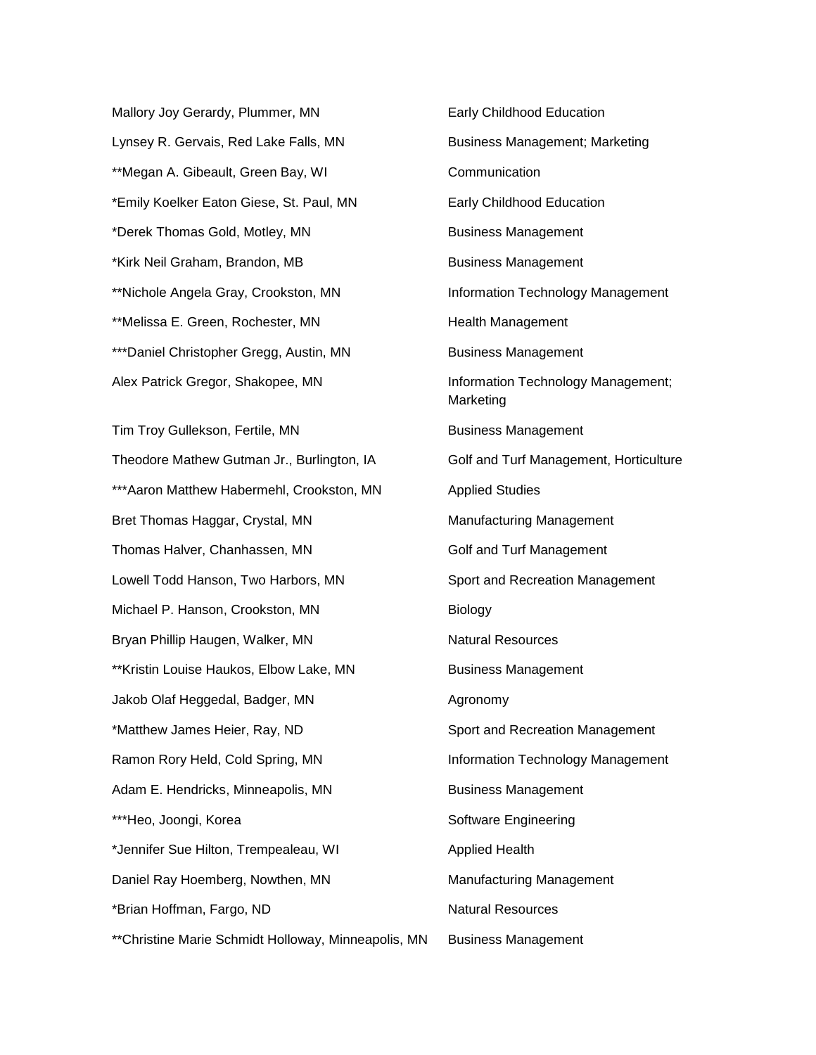| | |
|---|---|
| Mallory Joy Gerardy, Plummer, MN | Early Childhood Education |
| Lynsey R. Gervais, Red Lake Falls, MN | Business Management; Marketing |
| **Megan A. Gibeault, Green Bay, WI | Communication |
| *Emily Koelker Eaton Giese, St. Paul, MN | Early Childhood Education |
| *Derek Thomas Gold, Motley, MN | Business Management |
| *Kirk Neil Graham, Brandon, MB | Business Management |
| **Nichole Angela Gray, Crookston, MN | Information Technology Management |
| **Melissa E. Green, Rochester, MN | Health Management |
| ***Daniel Christopher Gregg, Austin, MN | Business Management |
| Alex Patrick Gregor, Shakopee, MN | Information Technology Management; Marketing |
| Tim Troy Gullekson, Fertile, MN | Business Management |
| Theodore Mathew Gutman Jr., Burlington, IA | Golf and Turf Management, Horticulture |
| ***Aaron Matthew Habermehl, Crookston, MN | Applied Studies |
| Bret Thomas Haggar, Crystal, MN | Manufacturing Management |
| Thomas Halver, Chanhassen, MN | Golf and Turf Management |
| Lowell Todd Hanson, Two Harbors, MN | Sport and Recreation Management |
| Michael P. Hanson, Crookston, MN | Biology |
| Bryan Phillip Haugen, Walker, MN | Natural Resources |
| **Kristin Louise Haukos, Elbow Lake, MN | Business Management |
| Jakob Olaf Heggedal, Badger, MN | Agronomy |
| *Matthew James Heier, Ray, ND | Sport and Recreation Management |
| Ramon Rory Held, Cold Spring, MN | Information Technology Management |
| Adam E. Hendricks, Minneapolis, MN | Business Management |
| ***Heo, Joongi, Korea | Software Engineering |
| *Jennifer Sue Hilton, Trempealeau, WI | Applied Health |
| Daniel Ray Hoemberg, Nowthen, MN | Manufacturing Management |
| *Brian Hoffman, Fargo, ND | Natural Resources |
| **Christine Marie Schmidt Holloway, Minneapolis, MN | Business Management |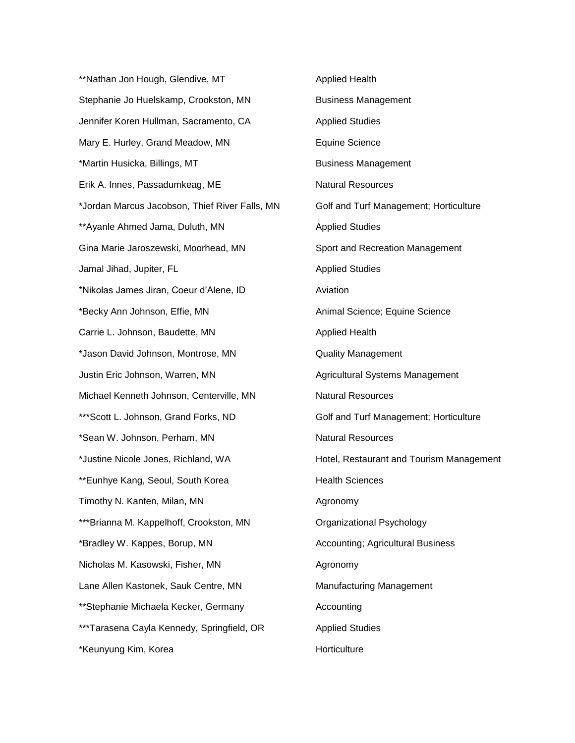| | |
|---|---|
| **Nathan Jon Hough, Glendive, MT | Applied Health |
| Stephanie Jo Huelskamp, Crookston, MN | Business Management |
| Jennifer Koren Hullman, Sacramento, CA | Applied Studies |
| Mary E. Hurley, Grand Meadow, MN | Equine Science |
| *Martin Husicka, Billings, MT | Business Management |
| Erik A. Innes, Passadumkeag, ME | Natural Resources |
| *Jordan Marcus Jacobson, Thief River Falls, MN | Golf and Turf Management; Horticulture |
| **Ayanle Ahmed Jama, Duluth, MN | Applied Studies |
| Gina Marie Jaroszewski, Moorhead, MN | Sport and Recreation Management |
| Jamal Jihad, Jupiter, FL | Applied Studies |
| *Nikolas James Jiran, Coeur d'Alene, ID | Aviation |
| *Becky Ann Johnson, Effie, MN | Animal Science; Equine Science |
| Carrie L. Johnson, Baudette, MN | Applied Health |
| *Jason David Johnson, Montrose, MN | Quality Management |
| Justin Eric Johnson, Warren, MN | Agricultural Systems Management |
| Michael Kenneth Johnson, Centerville, MN | Natural Resources |
| ***Scott L. Johnson, Grand Forks, ND | Golf and Turf Management; Horticulture |
| *Sean W. Johnson, Perham, MN | Natural Resources |
| *Justine Nicole Jones, Richland, WA | Hotel, Restaurant and Tourism Management |
| **Eunhye Kang, Seoul, South Korea | Health Sciences |
| Timothy N. Kanten, Milan, MN | Agronomy |
| ***Brianna M. Kappelhoff, Crookston, MN | Organizational Psychology |
| *Bradley W. Kappes, Borup, MN | Accounting; Agricultural Business |
| Nicholas M. Kasowski, Fisher, MN | Agronomy |
| Lane Allen Kastonek, Sauk Centre, MN | Manufacturing Management |
| **Stephanie Michaela Kecker, Germany | Accounting |
| ***Tarasena Cayla Kennedy, Springfield, OR | Applied Studies |
| *Keunyung Kim, Korea | Horticulture |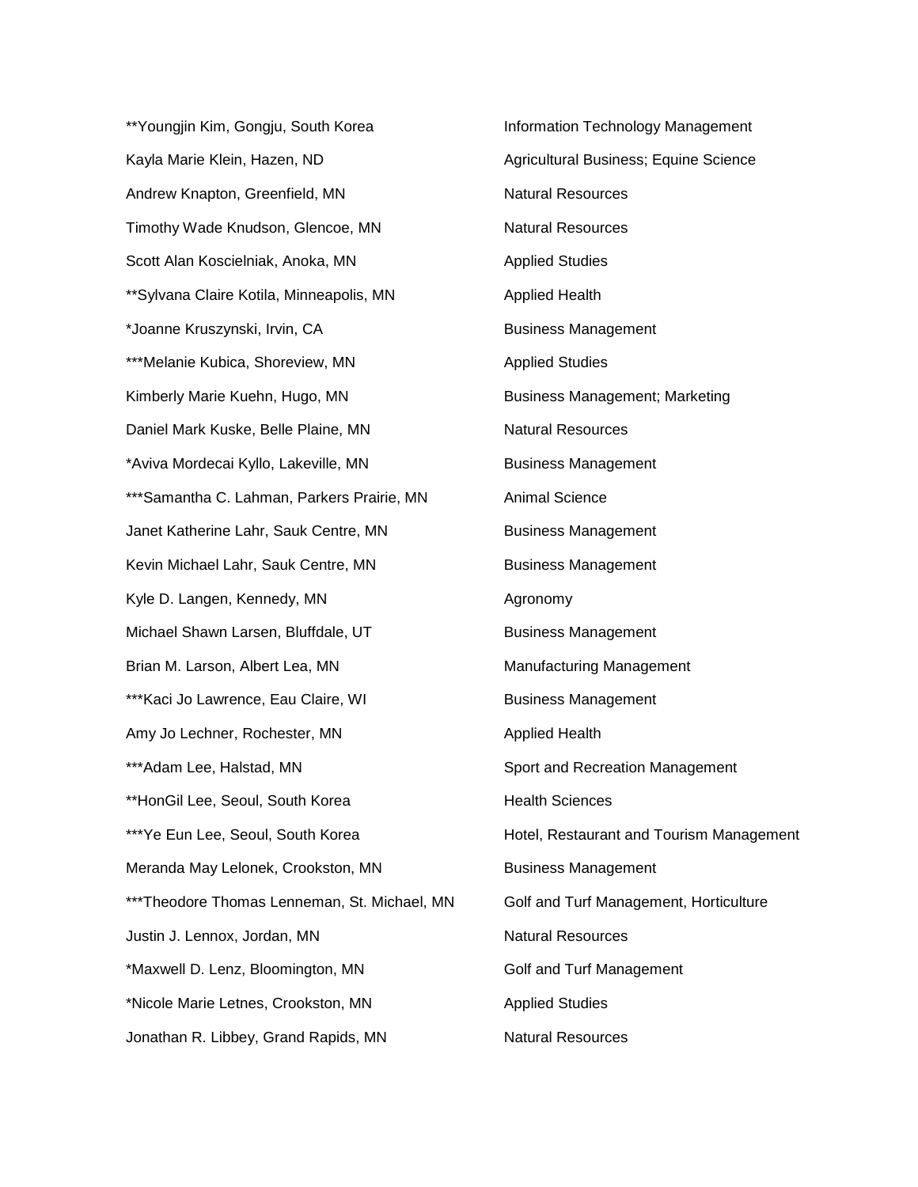| | |
|---|---|
| **Youngjin Kim, Gongju, South Korea | Information Technology Management |
| Kayla Marie Klein, Hazen, ND | Agricultural Business; Equine Science |
| Andrew Knapton, Greenfield, MN | Natural Resources |
| Timothy Wade Knudson, Glencoe, MN | Natural Resources |
| Scott Alan Koscielniak, Anoka, MN | Applied Studies |
| **Sylvana Claire Kotila, Minneapolis, MN | Applied Health |
| *Joanne Kruszynski, Irvin, CA | Business Management |
| ***Melanie Kubica, Shoreview, MN | Applied Studies |
| Kimberly Marie Kuehn, Hugo, MN | Business Management; Marketing |
| Daniel Mark Kuske, Belle Plaine, MN | Natural Resources |
| *Aviva Mordecai Kyllo, Lakeville, MN | Business Management |
| ***Samantha C. Lahman, Parkers Prairie, MN | Animal Science |
| Janet Katherine Lahr, Sauk Centre, MN | Business Management |
| Kevin Michael Lahr, Sauk Centre, MN | Business Management |
| Kyle D. Langen, Kennedy, MN | Agronomy |
| Michael Shawn Larsen, Bluffdale, UT | Business Management |
| Brian M. Larson, Albert Lea, MN | Manufacturing Management |
| ***Kaci Jo Lawrence, Eau Claire, WI | Business Management |
| Amy Jo Lechner, Rochester, MN | Applied Health |
| ***Adam Lee, Halstad, MN | Sport and Recreation Management |
| **HonGil Lee, Seoul, South Korea | Health Sciences |
| ***Ye Eun Lee, Seoul, South Korea | Hotel, Restaurant and Tourism Management |
| Meranda May Lelonek, Crookston, MN | Business Management |
| ***Theodore Thomas Lenneman, St. Michael, MN | Golf and Turf Management, Horticulture |
| Justin J. Lennox, Jordan, MN | Natural Resources |
| *Maxwell D. Lenz, Bloomington, MN | Golf and Turf Management |
| *Nicole Marie Letnes, Crookston, MN | Applied Studies |
| Jonathan R. Libbey, Grand Rapids, MN | Natural Resources |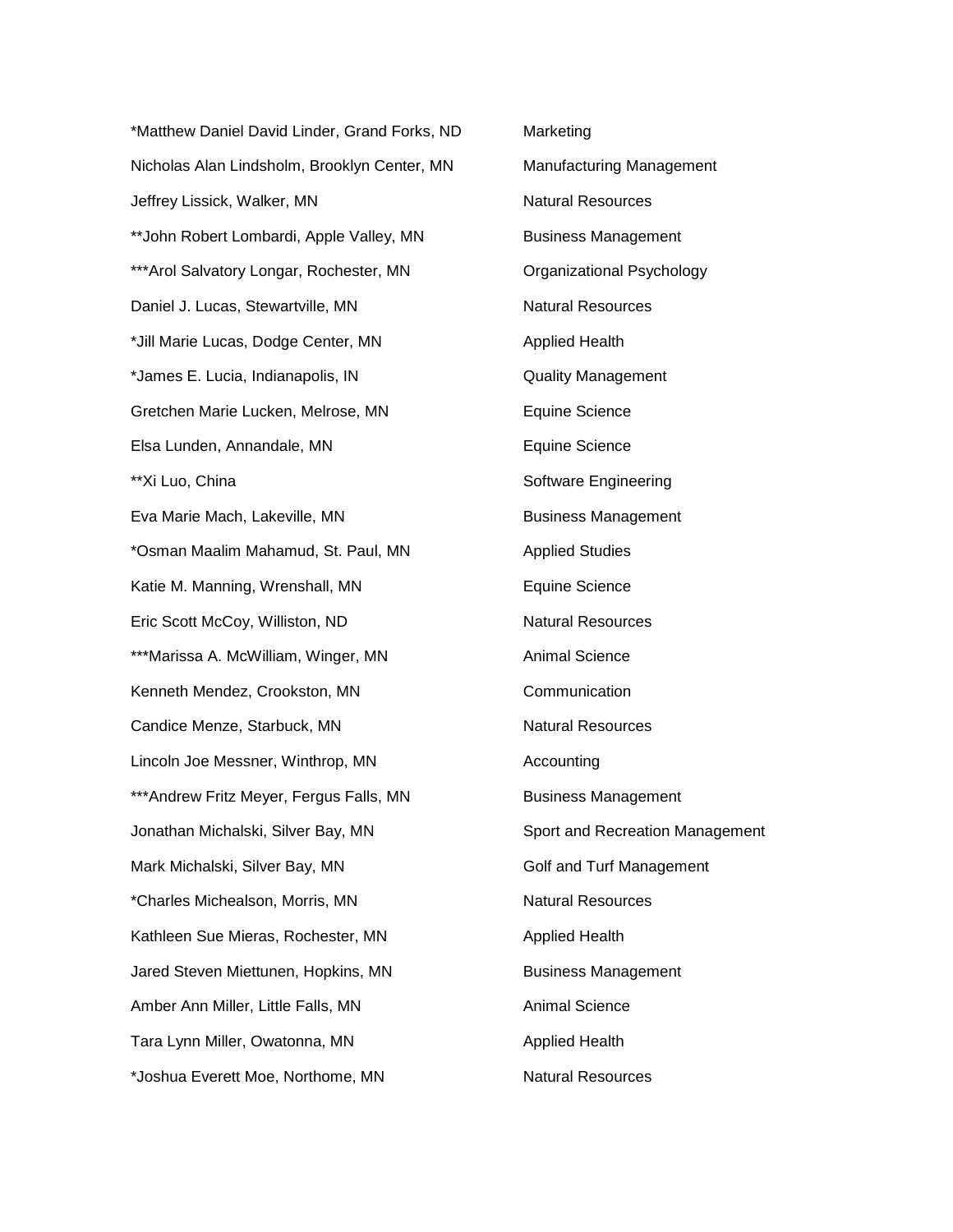| | |
|---|---|
| *Matthew Daniel David Linder, Grand Forks, ND | Marketing |
| Nicholas Alan Lindsholm, Brooklyn Center, MN | Manufacturing Management |
| Jeffrey Lissick, Walker, MN | Natural Resources |
| **John Robert Lombardi, Apple Valley, MN | Business Management |
| ***Arol Salvatory Longar, Rochester, MN | Organizational Psychology |
| Daniel J. Lucas, Stewartville, MN | Natural Resources |
| *Jill Marie Lucas, Dodge Center, MN | Applied Health |
| *James E. Lucia, Indianapolis, IN | Quality Management |
| Gretchen Marie Lucken, Melrose, MN | Equine Science |
| Elsa Lunden, Annandale, MN | Equine Science |
| **Xi Luo, China | Software Engineering |
| Eva Marie Mach, Lakeville, MN | Business Management |
| *Osman Maalim Mahamud, St. Paul, MN | Applied Studies |
| Katie M. Manning, Wrenshall, MN | Equine Science |
| Eric Scott McCoy, Williston, ND | Natural Resources |
| ***Marissa A. McWilliam, Winger, MN | Animal Science |
| Kenneth Mendez, Crookston, MN | Communication |
| Candice Menze, Starbuck, MN | Natural Resources |
| Lincoln Joe Messner, Winthrop, MN | Accounting |
| ***Andrew Fritz Meyer, Fergus Falls, MN | Business Management |
| Jonathan Michalski, Silver Bay, MN | Sport and Recreation Management |
| Mark Michalski, Silver Bay, MN | Golf and Turf Management |
| *Charles Michealson, Morris, MN | Natural Resources |
| Kathleen Sue Mieras, Rochester, MN | Applied Health |
| Jared Steven Miettunen, Hopkins, MN | Business Management |
| Amber Ann Miller, Little Falls, MN | Animal Science |
| Tara Lynn Miller, Owatonna, MN | Applied Health |
| *Joshua Everett Moe, Northome, MN | Natural Resources |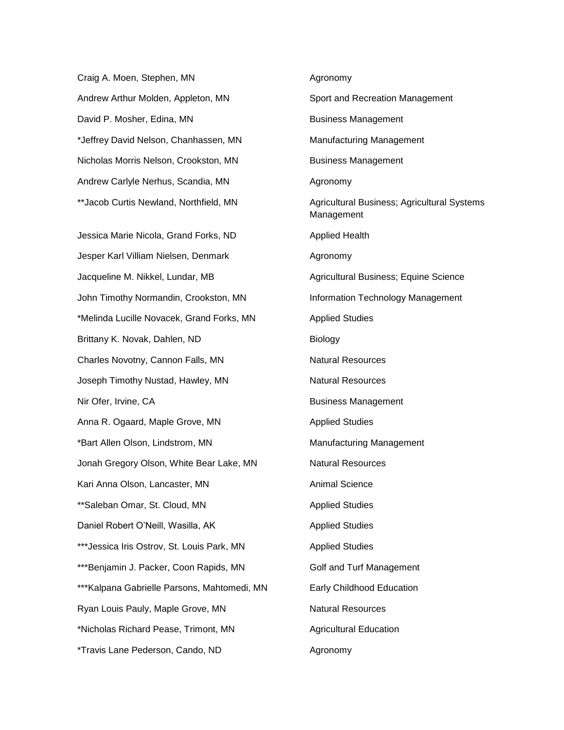| | |
|---|---|
| Craig A. Moen, Stephen, MN | Agronomy |
| Andrew Arthur Molden, Appleton, MN | Sport and Recreation Management |
| David P. Mosher, Edina, MN | Business Management |
| *Jeffrey David Nelson, Chanhassen, MN | Manufacturing Management |
| Nicholas Morris Nelson, Crookston, MN | Business Management |
| Andrew Carlyle Nerhus, Scandia, MN | Agronomy |
| **Jacob Curtis Newland, Northfield, MN | Agricultural Business; Agricultural Systems Management |
| Jessica Marie Nicola, Grand Forks, ND | Applied Health |
| Jesper Karl Villiam Nielsen, Denmark | Agronomy |
| Jacqueline M. Nikkel, Lundar, MB | Agricultural Business; Equine Science |
| John Timothy Normandin, Crookston, MN | Information Technology Management |
| *Melinda Lucille Novacek, Grand Forks, MN | Applied Studies |
| Brittany K. Novak, Dahlen, ND | Biology |
| Charles Novotny, Cannon Falls, MN | Natural Resources |
| Joseph Timothy Nustad, Hawley, MN | Natural Resources |
| Nir Ofer, Irvine, CA | Business Management |
| Anna R. Ogaard, Maple Grove, MN | Applied Studies |
| *Bart Allen Olson, Lindstrom, MN | Manufacturing Management |
| Jonah Gregory Olson, White Bear Lake, MN | Natural Resources |
| Kari Anna Olson, Lancaster, MN | Animal Science |
| **Saleban Omar, St. Cloud, MN | Applied Studies |
| Daniel Robert O'Neill, Wasilla, AK | Applied Studies |
| ***Jessica Iris Ostrov, St. Louis Park, MN | Applied Studies |
| ***Benjamin J. Packer, Coon Rapids, MN | Golf and Turf Management |
| ***Kalpana Gabrielle Parsons, Mahtomedi, MN | Early Childhood Education |
| Ryan Louis Pauly, Maple Grove, MN | Natural Resources |
| *Nicholas Richard Pease, Trimont, MN | Agricultural Education |
| *Travis Lane Pederson, Cando, ND | Agronomy |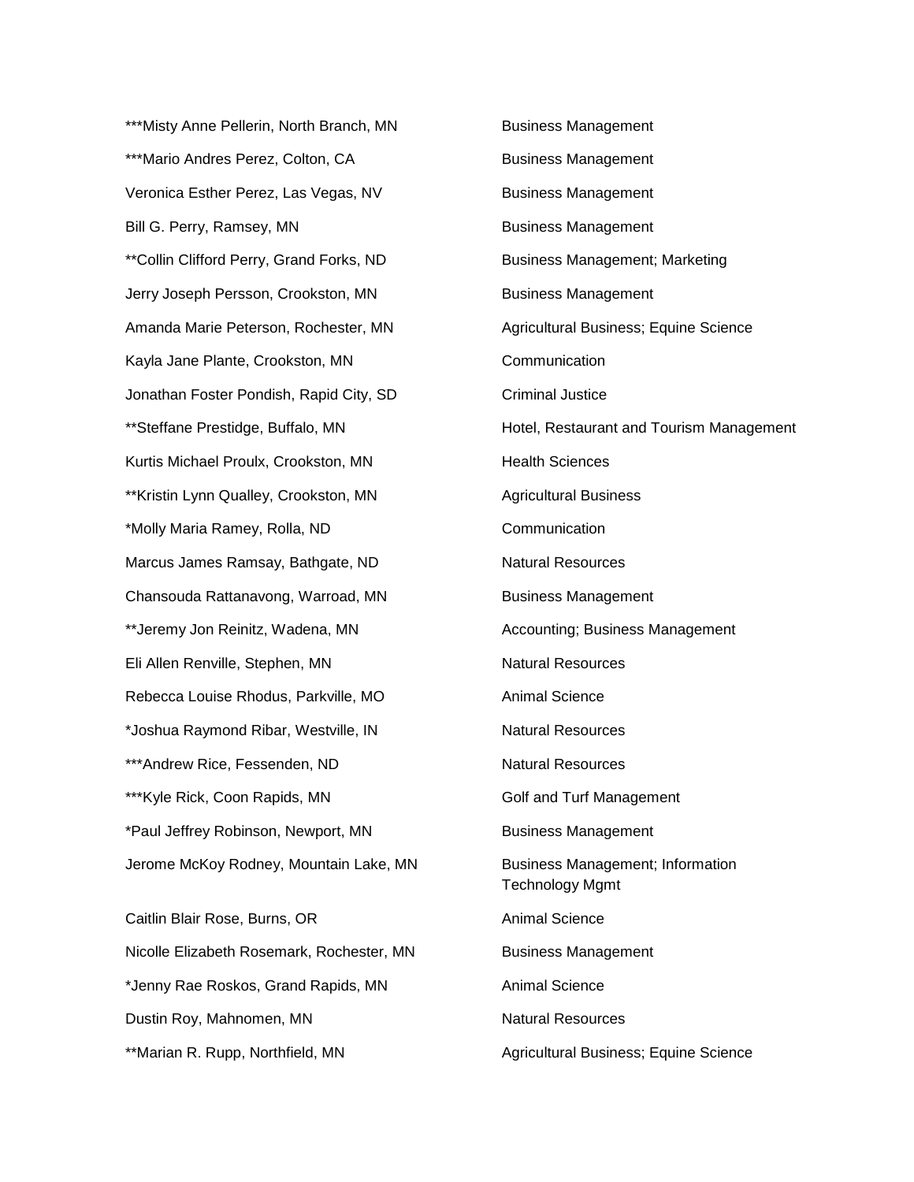| | |
|---|---|
| ***Misty Anne Pellerin, North Branch, MN | Business Management |
| ***Mario Andres Perez, Colton, CA | Business Management |
| Veronica Esther Perez, Las Vegas, NV | Business Management |
| Bill G. Perry, Ramsey, MN | Business Management |
| **Collin Clifford Perry, Grand Forks, ND | Business Management; Marketing |
| Jerry Joseph Persson, Crookston, MN | Business Management |
| Amanda Marie Peterson, Rochester, MN | Agricultural Business; Equine Science |
| Kayla Jane Plante, Crookston, MN | Communication |
| Jonathan Foster Pondish, Rapid City, SD | Criminal Justice |
| **Steffane Prestidge, Buffalo, MN | Hotel, Restaurant and Tourism Management |
| Kurtis Michael Proulx, Crookston, MN | Health Sciences |
| **Kristin Lynn Qualley, Crookston, MN | Agricultural Business |
| *Molly Maria Ramey, Rolla, ND | Communication |
| Marcus James Ramsay, Bathgate, ND | Natural Resources |
| Chansouda Rattanavong, Warroad, MN | Business Management |
| **Jeremy Jon Reinitz, Wadena, MN | Accounting; Business Management |
| Eli Allen Renville, Stephen, MN | Natural Resources |
| Rebecca Louise Rhodus, Parkville, MO | Animal Science |
| *Joshua Raymond Ribar, Westville, IN | Natural Resources |
| ***Andrew Rice, Fessenden, ND | Natural Resources |
| ***Kyle Rick, Coon Rapids, MN | Golf and Turf Management |
| *Paul Jeffrey Robinson, Newport, MN | Business Management |
| Jerome McKoy Rodney, Mountain Lake, MN | Business Management; Information Technology Mgmt |
| Caitlin Blair Rose, Burns, OR | Animal Science |
| Nicolle Elizabeth Rosemark, Rochester, MN | Business Management |
| *Jenny Rae Roskos, Grand Rapids, MN | Animal Science |
| Dustin Roy, Mahnomen, MN | Natural Resources |
| **Marian R. Rupp, Northfield, MN | Agricultural Business; Equine Science |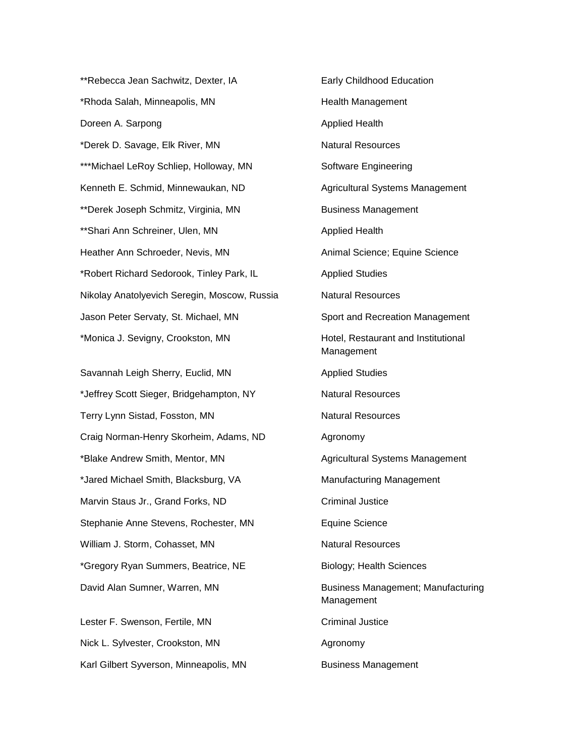| | |
|---|---|
| **Rebecca Jean Sachwitz, Dexter, IA | Early Childhood Education |
| *Rhoda Salah, Minneapolis, MN | Health Management |
| Doreen A. Sarpong | Applied Health |
| *Derek D. Savage, Elk River, MN | Natural Resources |
| ***Michael LeRoy Schliep, Holloway, MN | Software Engineering |
| Kenneth E. Schmid, Minnewaukan, ND | Agricultural Systems Management |
| **Derek Joseph Schmitz, Virginia, MN | Business Management |
| **Shari Ann Schreiner, Ulen, MN | Applied Health |
| Heather Ann Schroeder, Nevis, MN | Animal Science; Equine Science |
| *Robert Richard Sedorook, Tinley Park, IL | Applied Studies |
| Nikolay Anatolyevich Seregin, Moscow, Russia | Natural Resources |
| Jason Peter Servaty, St. Michael, MN | Sport and Recreation Management |
| *Monica J. Sevigny, Crookston, MN | Hotel, Restaurant and Institutional Management |
| Savannah Leigh Sherry, Euclid, MN | Applied Studies |
| *Jeffrey Scott Sieger, Bridgehampton, NY | Natural Resources |
| Terry Lynn Sistad, Fosston, MN | Natural Resources |
| Craig Norman-Henry Skorheim, Adams, ND | Agronomy |
| *Blake Andrew Smith, Mentor, MN | Agricultural Systems Management |
| *Jared Michael Smith, Blacksburg, VA | Manufacturing Management |
| Marvin Staus Jr., Grand Forks, ND | Criminal Justice |
| Stephanie Anne Stevens, Rochester, MN | Equine Science |
| William J. Storm, Cohasset, MN | Natural Resources |
| *Gregory Ryan Summers, Beatrice, NE | Biology; Health Sciences |
| David Alan Sumner, Warren, MN | Business Management; Manufacturing Management |
| Lester F. Swenson, Fertile, MN | Criminal Justice |
| Nick L. Sylvester, Crookston, MN | Agronomy |
| Karl Gilbert Syverson, Minneapolis, MN | Business Management |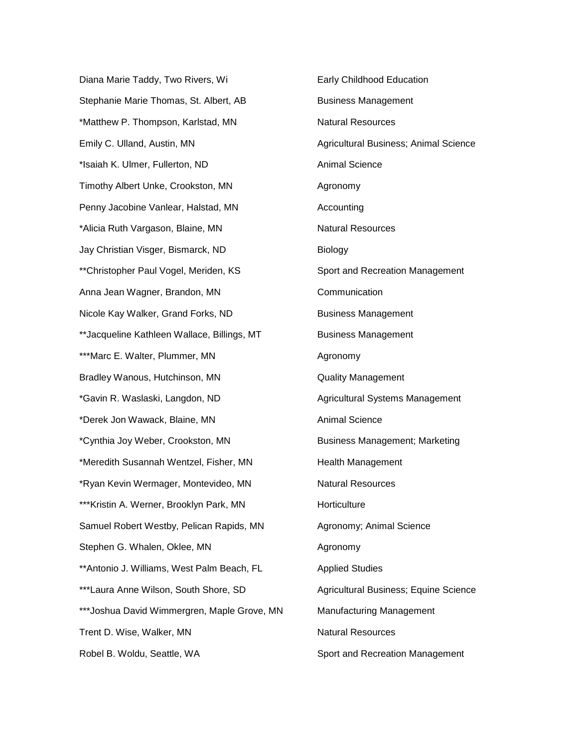| | |
|---|---|
| Diana Marie Taddy, Two Rivers, Wi | Early Childhood Education |
| Stephanie Marie Thomas, St. Albert, AB | Business Management |
| *Matthew P. Thompson, Karlstad, MN | Natural Resources |
| Emily C. Ulland, Austin, MN | Agricultural Business; Animal Science |
| *Isaiah K. Ulmer, Fullerton, ND | Animal Science |
| Timothy Albert Unke, Crookston, MN | Agronomy |
| Penny Jacobine Vanlear, Halstad, MN | Accounting |
| *Alicia Ruth Vargason, Blaine, MN | Natural Resources |
| Jay Christian Visger, Bismarck, ND | Biology |
| **Christopher Paul Vogel, Meriden, KS | Sport and Recreation Management |
| Anna Jean Wagner, Brandon, MN | Communication |
| Nicole Kay Walker, Grand Forks, ND | Business Management |
| **Jacqueline Kathleen Wallace, Billings, MT | Business Management |
| ***Marc E. Walter, Plummer, MN | Agronomy |
| Bradley Wanous, Hutchinson, MN | Quality Management |
| *Gavin R. Waslaski, Langdon, ND | Agricultural Systems Management |
| *Derek Jon Wawack, Blaine, MN | Animal Science |
| *Cynthia Joy Weber, Crookston, MN | Business Management; Marketing |
| *Meredith Susannah Wentzel, Fisher, MN | Health Management |
| *Ryan Kevin Wermager, Montevideo, MN | Natural Resources |
| ***Kristin A. Werner, Brooklyn Park, MN | Horticulture |
| Samuel Robert Westby, Pelican Rapids, MN | Agronomy; Animal Science |
| Stephen G. Whalen, Oklee, MN | Agronomy |
| **Antonio J. Williams, West Palm Beach, FL | Applied Studies |
| ***Laura Anne Wilson, South Shore, SD | Agricultural Business; Equine Science |
| ***Joshua David Wimmergren, Maple Grove, MN | Manufacturing Management |
| Trent D. Wise, Walker, MN | Natural Resources |
| Robel B. Woldu, Seattle, WA | Sport and Recreation Management |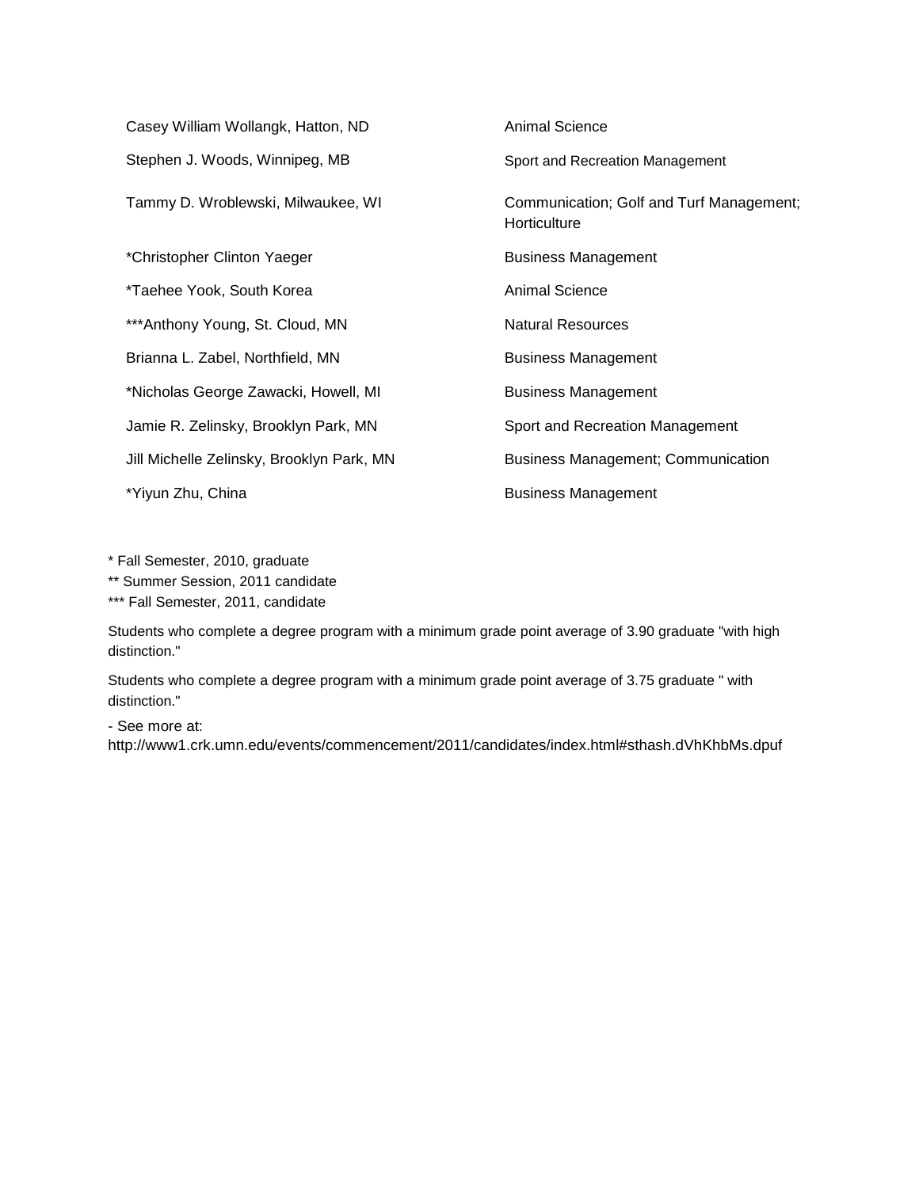| | |
|---|---|
| Casey William Wollangk, Hatton, ND | Animal Science |
| Stephen J. Woods, Winnipeg, MB | Sport and Recreation Management |
| Tammy D. Wroblewski, Milwaukee, WI | Communication; Golf and Turf Management; Horticulture |
| *Christopher Clinton Yaeger | Business Management |
| *Taehee Yook, South Korea | Animal Science |
| ***Anthony Young, St. Cloud, MN | Natural Resources |
| Brianna L. Zabel, Northfield, MN | Business Management |
| *Nicholas George Zawacki, Howell, MI | Business Management |
| Jamie R. Zelinsky, Brooklyn Park, MN | Sport and Recreation Management |
| Jill Michelle Zelinsky, Brooklyn Park, MN | Business Management; Communication |
| *Yiyun Zhu, China | Business Management |

\* Fall Semester, 2010, graduate
** Summer Session, 2011 candidate
*** Fall Semester, 2011, candidate

Students who complete a degree program with a minimum grade point average of 3.90 graduate "with high distinction."

Students who complete a degree program with a minimum grade point average of 3.75 graduate " with distinction."

- See more at: http://www1.crk.umn.edu/events/commencement/2011/candidates/index.html#sthash.dVhKhbMs.dpuf